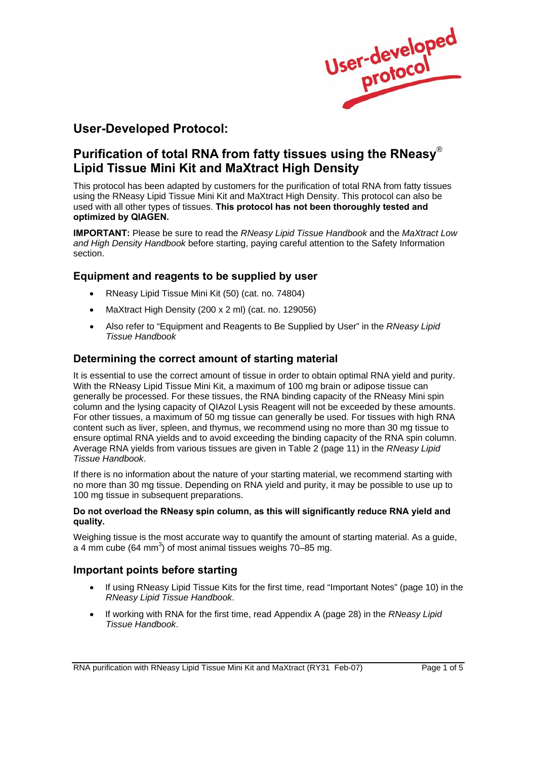# User-Developed Protocol:

## Purification of total RNA from fatty tissues using the RNeasy® Lipid Tissue Mini Kit and MaXtract High Density

This protocol has been adapted by customers for the purification of total RNA from fatty tissues using the RNeasy Lipid Tissue Mini Kit and MaXtract High Density. This protocol can also be used with all other types of tissues. **This protocol has not been thoroughly tested and optimized by QIAGEN.**

**IMPORTANT:** Please be sure to read the *RNeasy Lipid Tissue Handbook* and the *MaXtract Low and High Density Handbook* before starting, paying careful attention to the Safety Information section.

### Equipment and reagents to be supplied by user

- RNeasy Lipid Tissue Mini Kit (50) (cat. no. 74804)
- MaXtract High Density (200 x 2 ml) (cat. no. 129056)
- Also refer to "Equipment and Reagents to Be Supplied by User" in the *RNeasy Lipid Tissue Handbook*

### Determining the correct amount of starting material

It is essential to use the correct amount of tissue in order to obtain optimal RNA yield and purity. With the RNeasy Lipid Tissue Mini Kit, a maximum of 100 mg brain or adipose tissue can generally be processed. For these tissues, the RNA binding capacity of the RNeasy Mini spin column and the lysing capacity of QIAzol Lysis Reagent will not be exceeded by these amounts. For other tissues, a maximum of 50 mg tissue can generally be used. For tissues with high RNA content such as liver, spleen, and thymus, we recommend using no more than 30 mg tissue to ensure optimal RNA yields and to avoid exceeding the binding capacity of the RNA spin column. Average RNA yields from various tissues are given in Table 2 (page 11) in the *RNeasy Lipid Tissue Handbook*.

If there is no information about the nature of your starting material, we recommend starting with no more than 30 mg tissue. Depending on RNA yield and purity, it may be possible to use up to 100 mg tissue in subsequent preparations.

**Do not overload the RNeasy spin column, as this will significantly reduce RNA yield and quality.**

Weighing tissue is the most accurate way to quantify the amount of starting material. As a guide, a 4 mm cube (64 $mm^3$) of most animal tissues weighs 70–85 mg.

### Important points before starting

- If using RNeasy Lipid Tissue Kits for the first time, read "Important Notes" (page 10) in the *RNeasy Lipid Tissue Handbook*.
- If working with RNA for the first time, read Appendix A (page 28) in the *RNeasy Lipid Tissue Handbook*.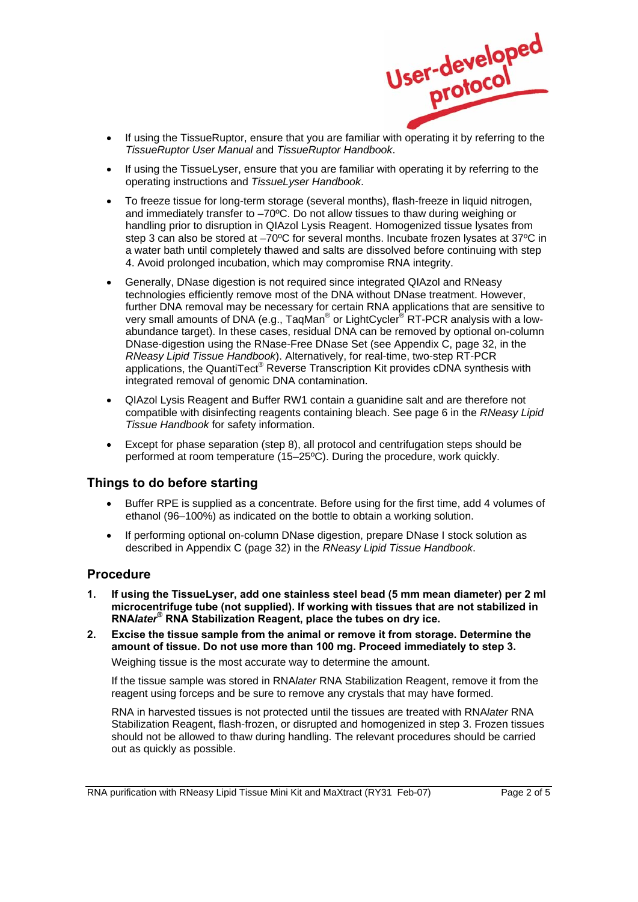- If using the TissueRuptor, ensure that you are familiar with operating it by referring to the *TissueRuptor User Manual* and *TissueRuptor Handbook*.
- If using the TissueLyser, ensure that you are familiar with operating it by referring to the operating instructions and *TissueLyser Handbook*.
- To freeze tissue for long-term storage (several months), flash-freeze in liquid nitrogen, and immediately transfer to –70ºC. Do not allow tissues to thaw during weighing or handling prior to disruption in QIAzol Lysis Reagent. Homogenized tissue lysates from step 3 can also be stored at –70ºC for several months. Incubate frozen lysates at 37ºC in a water bath until completely thawed and salts are dissolved before continuing with step 4. Avoid prolonged incubation, which may compromise RNA integrity.
- Generally, DNase digestion is not required since integrated QIAzol and RNeasy technologies efficiently remove most of the DNA without DNase treatment. However, further DNA removal may be necessary for certain RNA applications that are sensitive to very small amounts of DNA (e.g., TaqMan® or LightCycler® RT-PCR analysis with a low-abundance target). In these cases, residual DNA can be removed by optional on-column DNase-digestion using the RNase-Free DNase Set (see Appendix C, page 32, in the *RNeasy Lipid Tissue Handbook*). Alternatively, for real-time, two-step RT-PCR applications, the QuantiTect® Reverse Transcription Kit provides cDNA synthesis with integrated removal of genomic DNA contamination.
- QIAzol Lysis Reagent and Buffer RW1 contain a guanidine salt and are therefore not compatible with disinfecting reagents containing bleach. See page 6 in the *RNeasy Lipid Tissue Handbook* for safety information.
- Except for phase separation (step 8), all protocol and centrifugation steps should be performed at room temperature (15–25ºC). During the procedure, work quickly.

## Things to do before starting

- Buffer RPE is supplied as a concentrate. Before using for the first time, add 4 volumes of ethanol (96–100%) as indicated on the bottle to obtain a working solution.
- If performing optional on-column DNase digestion, prepare DNase I stock solution as described in Appendix C (page 32) in the *RNeasy Lipid Tissue Handbook*.

## Procedure

1. **If using the TissueLyser, add one stainless steel bead (5 mm mean diameter) per 2 ml microcentrifuge tube (not supplied). If working with tissues that are not stabilized in RNA*later*® RNA Stabilization Reagent, place the tubes on dry ice.**

2. **Excise the tissue sample from the animal or remove it from storage. Determine the amount of tissue. Do not use more than 100 mg. Proceed immediately to step 3.**

   Weighing tissue is the most accurate way to determine the amount.

   If the tissue sample was stored in RNA*later* RNA Stabilization Reagent, remove it from the reagent using forceps and be sure to remove any crystals that may have formed.

   RNA in harvested tissues is not protected until the tissues are treated with RNA*later* RNA Stabilization Reagent, flash-frozen, or disrupted and homogenized in step 3. Frozen tissues should not be allowed to thaw during handling. The relevant procedures should be carried out as quickly as possible.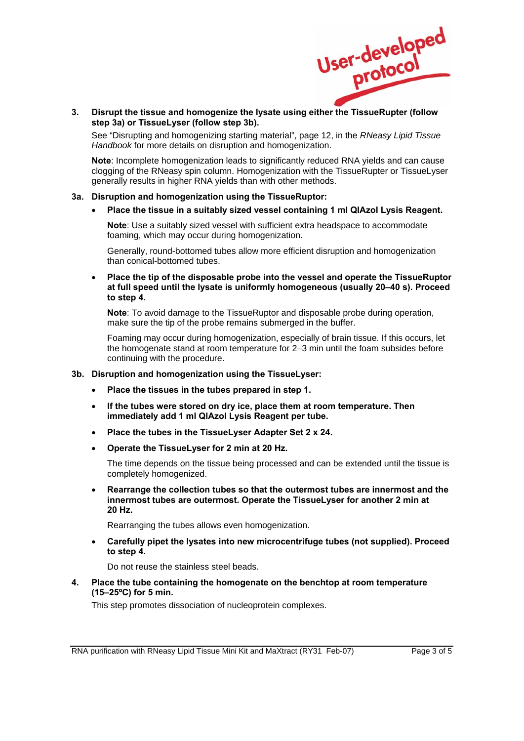User-developed protocol

**3. Disrupt the tissue and homogenize the lysate using either the TissueRupter (follow step 3a) or TissueLyser (follow step 3b).**

See "Disrupting and homogenizing starting material", page 12, in the *RNeasy Lipid Tissue Handbook* for more details on disruption and homogenization.

**Note**: Incomplete homogenization leads to significantly reduced RNA yields and can cause clogging of the RNeasy spin column. Homogenization with the TissueRupter or TissueLyser generally results in higher RNA yields than with other methods.

**3a. Disruption and homogenization using the TissueRuptor:**

- **Place the tissue in a suitably sized vessel containing 1 ml QIAzol Lysis Reagent.**

  **Note**: Use a suitably sized vessel with sufficient extra headspace to accommodate foaming, which may occur during homogenization.

  Generally, round-bottomed tubes allow more efficient disruption and homogenization than conical-bottomed tubes.

- **Place the tip of the disposable probe into the vessel and operate the TissueRuptor at full speed until the lysate is uniformly homogeneous (usually 20–40 s). Proceed to step 4.**

  **Note**: To avoid damage to the TissueRuptor and disposable probe during operation, make sure the tip of the probe remains submerged in the buffer.

  Foaming may occur during homogenization, especially of brain tissue. If this occurs, let the homogenate stand at room temperature for 2–3 min until the foam subsides before continuing with the procedure.

**3b. Disruption and homogenization using the TissueLyser:**

- **Place the tissues in the tubes prepared in step 1.**
- **If the tubes were stored on dry ice, place them at room temperature. Then immediately add 1 ml QIAzol Lysis Reagent per tube.**
- **Place the tubes in the TissueLyser Adapter Set 2 x 24.**
- **Operate the TissueLyser for 2 min at 20 Hz.**

  The time depends on the tissue being processed and can be extended until the tissue is completely homogenized.

- **Rearrange the collection tubes so that the outermost tubes are innermost and the innermost tubes are outermost. Operate the TissueLyser for another 2 min at 20 Hz.**

  Rearranging the tubes allows even homogenization.

- **Carefully pipet the lysates into new microcentrifuge tubes (not supplied). Proceed to step 4.**

  Do not reuse the stainless steel beads.

**4. Place the tube containing the homogenate on the benchtop at room temperature (15–25ºC) for 5 min.**

This step promotes dissociation of nucleoprotein complexes.

RNA purification with RNeasy Lipid Tissue Mini Kit and MaXtract (RY31 Feb-07)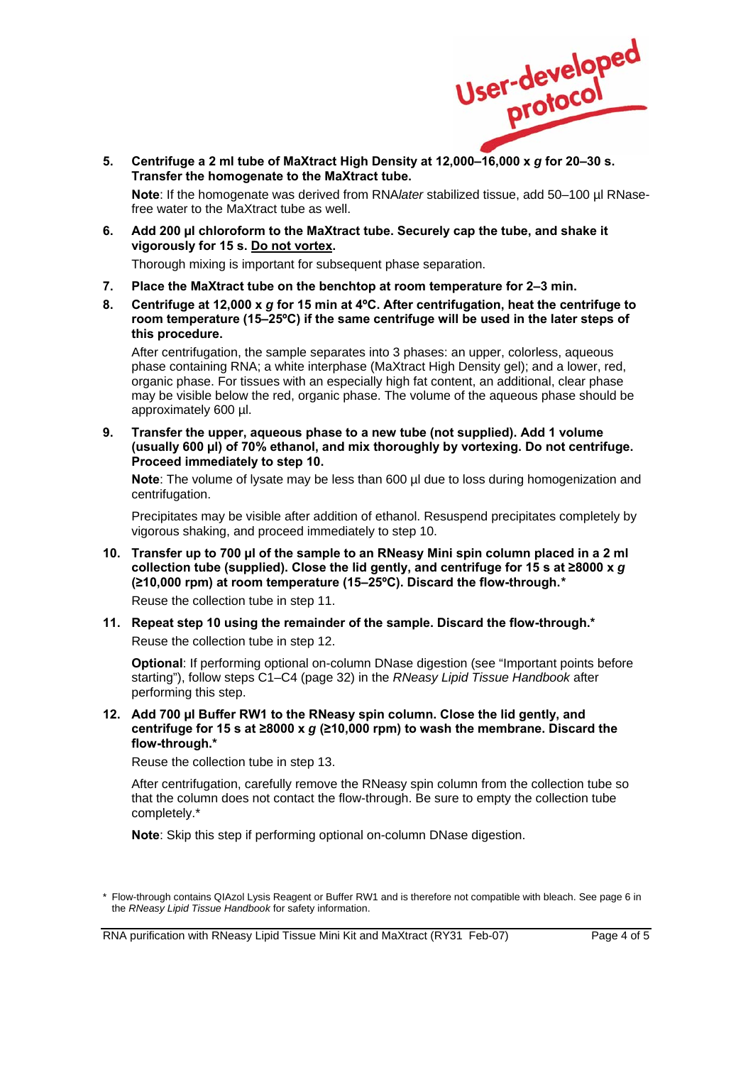User-developed protocol

**5. Centrifuge a 2 ml tube of MaXtract High Density at 12,000–16,000 x *g* for 20–30 s. Transfer the homogenate to the MaXtract tube.**

**Note**: If the homogenate was derived from RNA*later* stabilized tissue, add 50–100 µl RNase-free water to the MaXtract tube as well.

**6. Add 200 µl chloroform to the MaXtract tube. Securely cap the tube, and shake it vigorously for 15 s. <u>Do not vortex</u>.**

Thorough mixing is important for subsequent phase separation.

**7. Place the MaXtract tube on the benchtop at room temperature for 2–3 min.**

**8. Centrifuge at 12,000 x *g* for 15 min at 4ºC. After centrifugation, heat the centrifuge to room temperature (15–25ºC) if the same centrifuge will be used in the later steps of this procedure.**

After centrifugation, the sample separates into 3 phases: an upper, colorless, aqueous phase containing RNA; a white interphase (MaXtract High Density gel); and a lower, red, organic phase. For tissues with an especially high fat content, an additional, clear phase may be visible below the red, organic phase. The volume of the aqueous phase should be approximately 600 µl.

**9. Transfer the upper, aqueous phase to a new tube (not supplied). Add 1 volume (usually 600 µl) of 70% ethanol, and mix thoroughly by vortexing. Do not centrifuge. Proceed immediately to step 10.**

**Note**: The volume of lysate may be less than 600 µl due to loss during homogenization and centrifugation.

Precipitates may be visible after addition of ethanol. Resuspend precipitates completely by vigorous shaking, and proceed immediately to step 10.

**10. Transfer up to 700 µl of the sample to an RNeasy Mini spin column placed in a 2 ml collection tube (supplied). Close the lid gently, and centrifuge for 15 s at ≥8000 x *g* (≥10,000 rpm) at room temperature (15–25ºC). Discard the flow-through.***

Reuse the collection tube in step 11.

**11. Repeat step 10 using the remainder of the sample. Discard the flow-through.***

Reuse the collection tube in step 12.

**Optional**: If performing optional on-column DNase digestion (see "Important points before starting"), follow steps C1–C4 (page 32) in the *RNeasy Lipid Tissue Handbook* after performing this step.

**12. Add 700 µl Buffer RW1 to the RNeasy spin column. Close the lid gently, and centrifuge for 15 s at ≥8000 x *g* (≥10,000 rpm) to wash the membrane. Discard the flow-through.***

Reuse the collection tube in step 13.

After centrifugation, carefully remove the RNeasy spin column from the collection tube so that the column does not contact the flow-through. Be sure to empty the collection tube completely.*

**Note**: Skip this step if performing optional on-column DNase digestion.

\* Flow-through contains QIAzol Lysis Reagent or Buffer RW1 and is therefore not compatible with bleach. See page 6 in the *RNeasy Lipid Tissue Handbook* for safety information.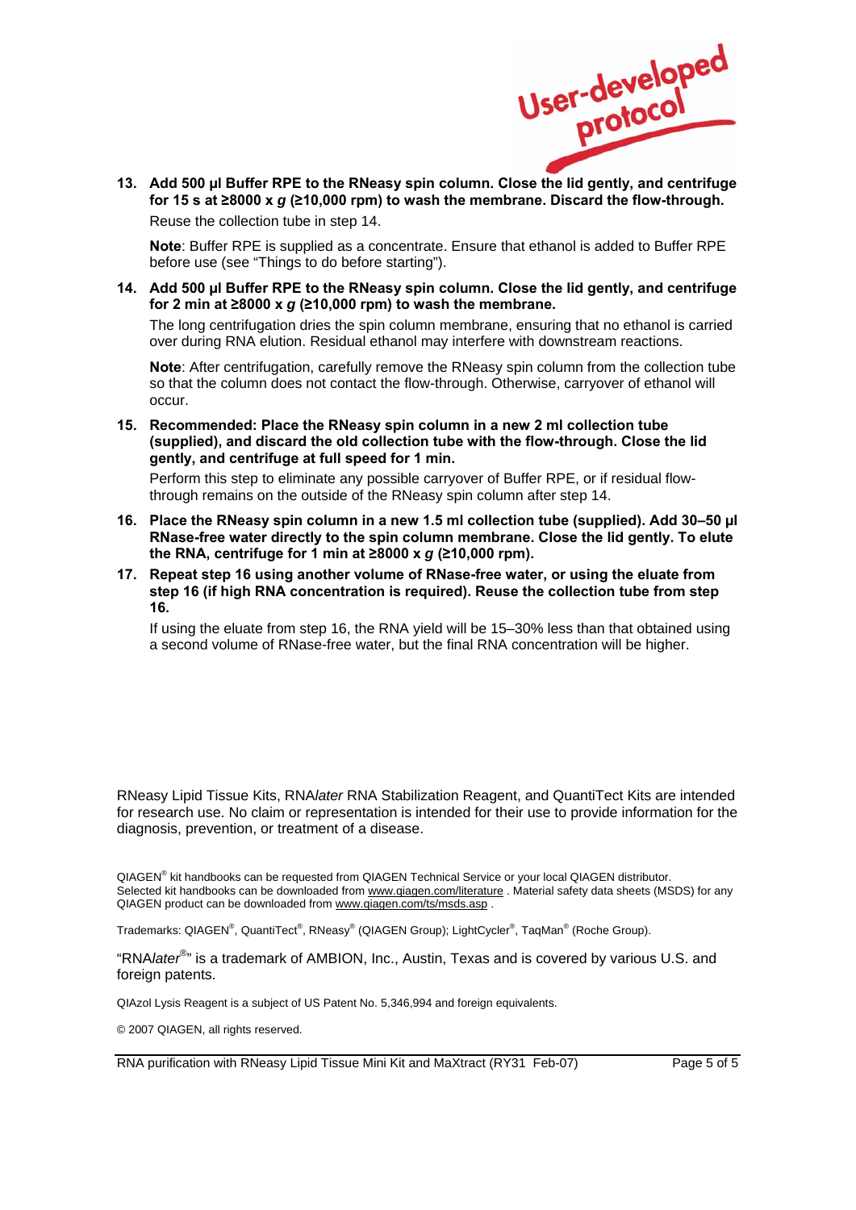User-developed protocol

13. **Add 500 µl Buffer RPE to the RNeasy spin column. Close the lid gently, and centrifuge for 15 s at ≥8000 x *g* (≥10,000 rpm) to wash the membrane. Discard the flow-through.**

    Reuse the collection tube in step 14.

    **Note**: Buffer RPE is supplied as a concentrate. Ensure that ethanol is added to Buffer RPE before use (see "Things to do before starting").

14. **Add 500 µl Buffer RPE to the RNeasy spin column. Close the lid gently, and centrifuge for 2 min at ≥8000 x *g* (≥10,000 rpm) to wash the membrane.**

    The long centrifugation dries the spin column membrane, ensuring that no ethanol is carried over during RNA elution. Residual ethanol may interfere with downstream reactions.

    **Note**: After centrifugation, carefully remove the RNeasy spin column from the collection tube so that the column does not contact the flow-through. Otherwise, carryover of ethanol will occur.

15. **Recommended: Place the RNeasy spin column in a new 2 ml collection tube (supplied), and discard the old collection tube with the flow-through. Close the lid gently, and centrifuge at full speed for 1 min.**

    Perform this step to eliminate any possible carryover of Buffer RPE, or if residual flow-through remains on the outside of the RNeasy spin column after step 14.

16. **Place the RNeasy spin column in a new 1.5 ml collection tube (supplied). Add 30–50 µl RNase-free water directly to the spin column membrane. Close the lid gently. To elute the RNA, centrifuge for 1 min at ≥8000 x *g* (≥10,000 rpm).**

17. **Repeat step 16 using another volume of RNase-free water, or using the eluate from step 16 (if high RNA concentration is required). Reuse the collection tube from step 16.**

    If using the eluate from step 16, the RNA yield will be 15–30% less than that obtained using a second volume of RNase-free water, but the final RNA concentration will be higher.

RNeasy Lipid Tissue Kits, RNA*later* RNA Stabilization Reagent, and QuantiTect Kits are intended for research use. No claim or representation is intended for their use to provide information for the diagnosis, prevention, or treatment of a disease.

QIAGEN® kit handbooks can be requested from QIAGEN Technical Service or your local QIAGEN distributor. Selected kit handbooks can be downloaded from www.qiagen.com/literature . Material safety data sheets (MSDS) for any QIAGEN product can be downloaded from www.qiagen.com/ts/msds.asp .

Trademarks: QIAGEN®, QuantiTect®, RNeasy® (QIAGEN Group); LightCycler®, TaqMan® (Roche Group).

"RNA*later*®" is a trademark of AMBION, Inc., Austin, Texas and is covered by various U.S. and foreign patents.

QIAzol Lysis Reagent is a subject of US Patent No. 5,346,994 and foreign equivalents.

© 2007 QIAGEN, all rights reserved.